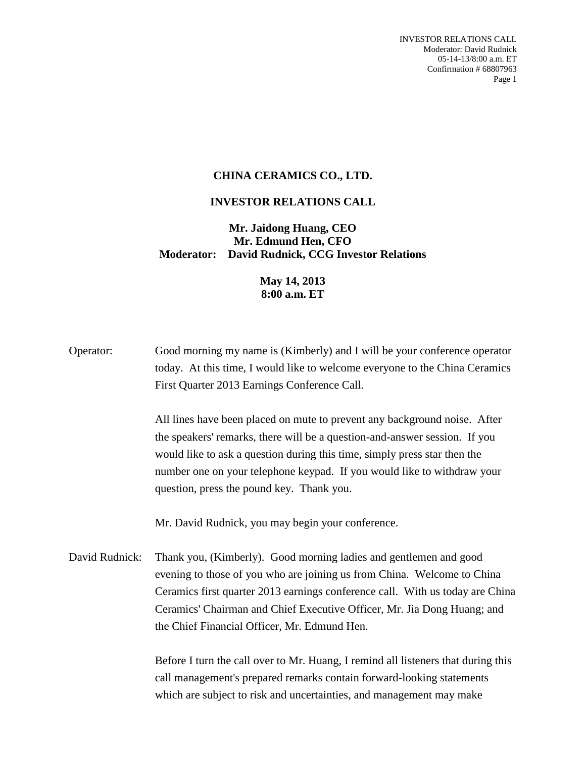# CHINA CERAMICS CO., LTD.

## INVESTOR RELATIONS CALL

**Mr. Jaidong Huang, CEO**
**Mr. Edmund Hen, CFO**
**Moderator: David Rudnick, CCG Investor Relations**

**May 14, 2013**
**8:00 a.m. ET**

Operator: Good morning my name is (Kimberly) and I will be your conference operator today. At this time, I would like to welcome everyone to the China Ceramics First Quarter 2013 Earnings Conference Call.

All lines have been placed on mute to prevent any background noise. After the speakers' remarks, there will be a question-and-answer session. If you would like to ask a question during this time, simply press star then the number one on your telephone keypad. If you would like to withdraw your question, press the pound key. Thank you.

Mr. David Rudnick, you may begin your conference.

David Rudnick: Thank you, (Kimberly). Good morning ladies and gentlemen and good evening to those of you who are joining us from China. Welcome to China Ceramics first quarter 2013 earnings conference call. With us today are China Ceramics' Chairman and Chief Executive Officer, Mr. Jia Dong Huang; and the Chief Financial Officer, Mr. Edmund Hen.

Before I turn the call over to Mr. Huang, I remind all listeners that during this call management's prepared remarks contain forward-looking statements which are subject to risk and uncertainties, and management may make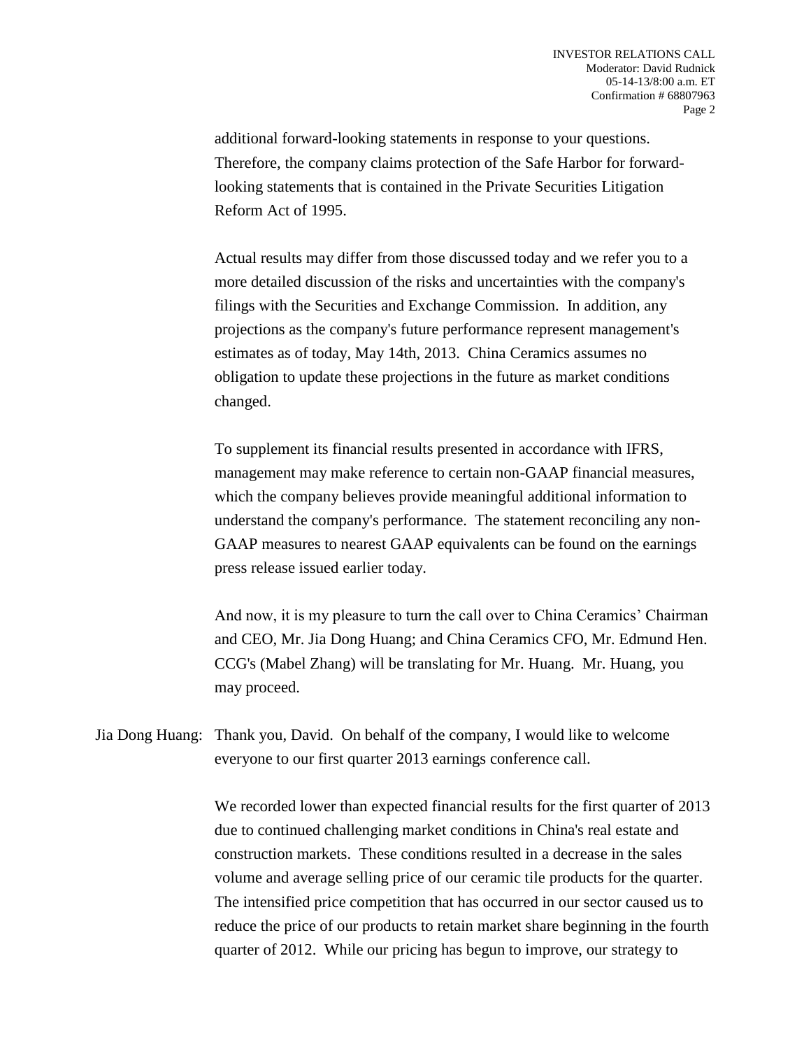additional forward-looking statements in response to your questions. Therefore, the company claims protection of the Safe Harbor for forward-looking statements that is contained in the Private Securities Litigation Reform Act of 1995.

Actual results may differ from those discussed today and we refer you to a more detailed discussion of the risks and uncertainties with the company's filings with the Securities and Exchange Commission. In addition, any projections as the company's future performance represent management's estimates as of today, May 14th, 2013. China Ceramics assumes no obligation to update these projections in the future as market conditions changed.

To supplement its financial results presented in accordance with IFRS, management may make reference to certain non-GAAP financial measures, which the company believes provide meaningful additional information to understand the company's performance. The statement reconciling any non-GAAP measures to nearest GAAP equivalents can be found on the earnings press release issued earlier today.

And now, it is my pleasure to turn the call over to China Ceramics' Chairman and CEO, Mr. Jia Dong Huang; and China Ceramics CFO, Mr. Edmund Hen. CCG's (Mabel Zhang) will be translating for Mr. Huang. Mr. Huang, you may proceed.

Jia Dong Huang: Thank you, David. On behalf of the company, I would like to welcome everyone to our first quarter 2013 earnings conference call.

We recorded lower than expected financial results for the first quarter of 2013 due to continued challenging market conditions in China's real estate and construction markets. These conditions resulted in a decrease in the sales volume and average selling price of our ceramic tile products for the quarter. The intensified price competition that has occurred in our sector caused us to reduce the price of our products to retain market share beginning in the fourth quarter of 2012. While our pricing has begun to improve, our strategy to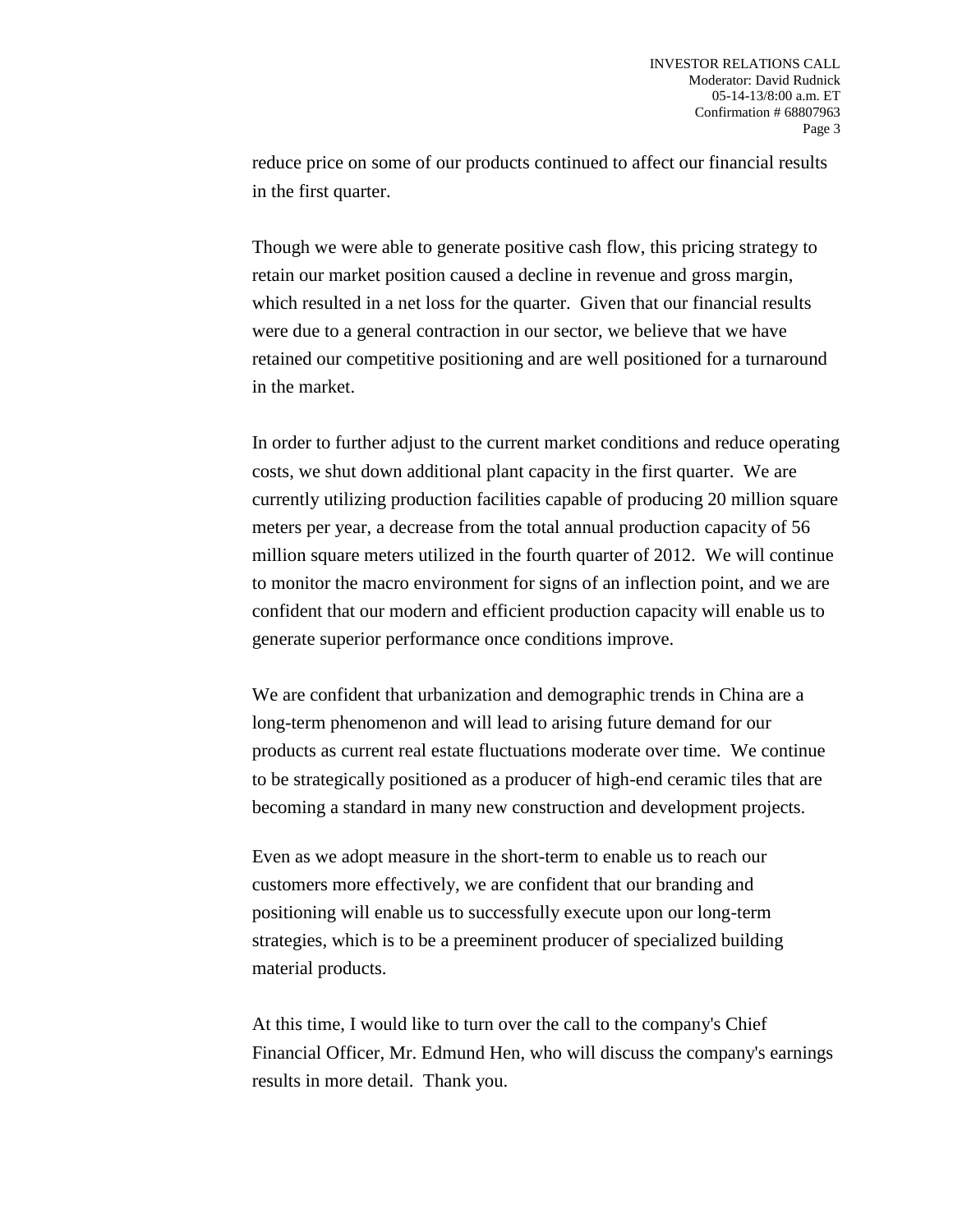reduce price on some of our products continued to affect our financial results in the first quarter.

Though we were able to generate positive cash flow, this pricing strategy to retain our market position caused a decline in revenue and gross margin, which resulted in a net loss for the quarter.  Given that our financial results were due to a general contraction in our sector, we believe that we have retained our competitive positioning and are well positioned for a turnaround in the market.

In order to further adjust to the current market conditions and reduce operating costs, we shut down additional plant capacity in the first quarter.  We are currently utilizing production facilities capable of producing 20 million square meters per year, a decrease from the total annual production capacity of 56 million square meters utilized in the fourth quarter of 2012.  We will continue to monitor the macro environment for signs of an inflection point, and we are confident that our modern and efficient production capacity will enable us to generate superior performance once conditions improve.

We are confident that urbanization and demographic trends in China are a long-term phenomenon and will lead to arising future demand for our products as current real estate fluctuations moderate over time.  We continue to be strategically positioned as a producer of high-end ceramic tiles that are becoming a standard in many new construction and development projects.

Even as we adopt measure in the short-term to enable us to reach our customers more effectively, we are confident that our branding and positioning will enable us to successfully execute upon our long-term strategies, which is to be a preeminent producer of specialized building material products.

At this time, I would like to turn over the call to the company's Chief Financial Officer, Mr. Edmund Hen, who will discuss the company's earnings results in more detail.  Thank you.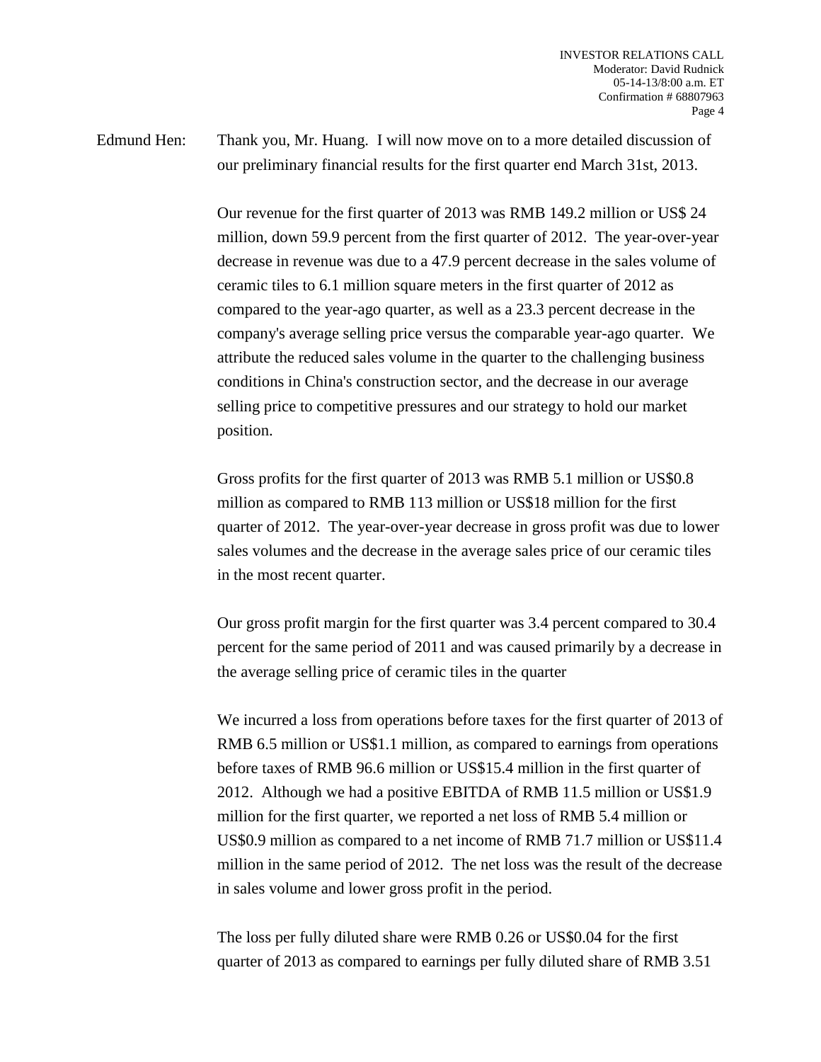Edmund Hen: Thank you, Mr. Huang. I will now move on to a more detailed discussion of our preliminary financial results for the first quarter end March 31st, 2013.

Our revenue for the first quarter of 2013 was RMB 149.2 million or US$ 24 million, down 59.9 percent from the first quarter of 2012. The year-over-year decrease in revenue was due to a 47.9 percent decrease in the sales volume of ceramic tiles to 6.1 million square meters in the first quarter of 2012 as compared to the year-ago quarter, as well as a 23.3 percent decrease in the company's average selling price versus the comparable year-ago quarter. We attribute the reduced sales volume in the quarter to the challenging business conditions in China's construction sector, and the decrease in our average selling price to competitive pressures and our strategy to hold our market position.

Gross profits for the first quarter of 2013 was RMB 5.1 million or US$0.8 million as compared to RMB 113 million or US$18 million for the first quarter of 2012. The year-over-year decrease in gross profit was due to lower sales volumes and the decrease in the average sales price of our ceramic tiles in the most recent quarter.

Our gross profit margin for the first quarter was 3.4 percent compared to 30.4 percent for the same period of 2011 and was caused primarily by a decrease in the average selling price of ceramic tiles in the quarter

We incurred a loss from operations before taxes for the first quarter of 2013 of RMB 6.5 million or US$1.1 million, as compared to earnings from operations before taxes of RMB 96.6 million or US$15.4 million in the first quarter of 2012. Although we had a positive EBITDA of RMB 11.5 million or US$1.9 million for the first quarter, we reported a net loss of RMB 5.4 million or US$0.9 million as compared to a net income of RMB 71.7 million or US$11.4 million in the same period of 2012. The net loss was the result of the decrease in sales volume and lower gross profit in the period.

The loss per fully diluted share were RMB 0.26 or US$0.04 for the first quarter of 2013 as compared to earnings per fully diluted share of RMB 3.51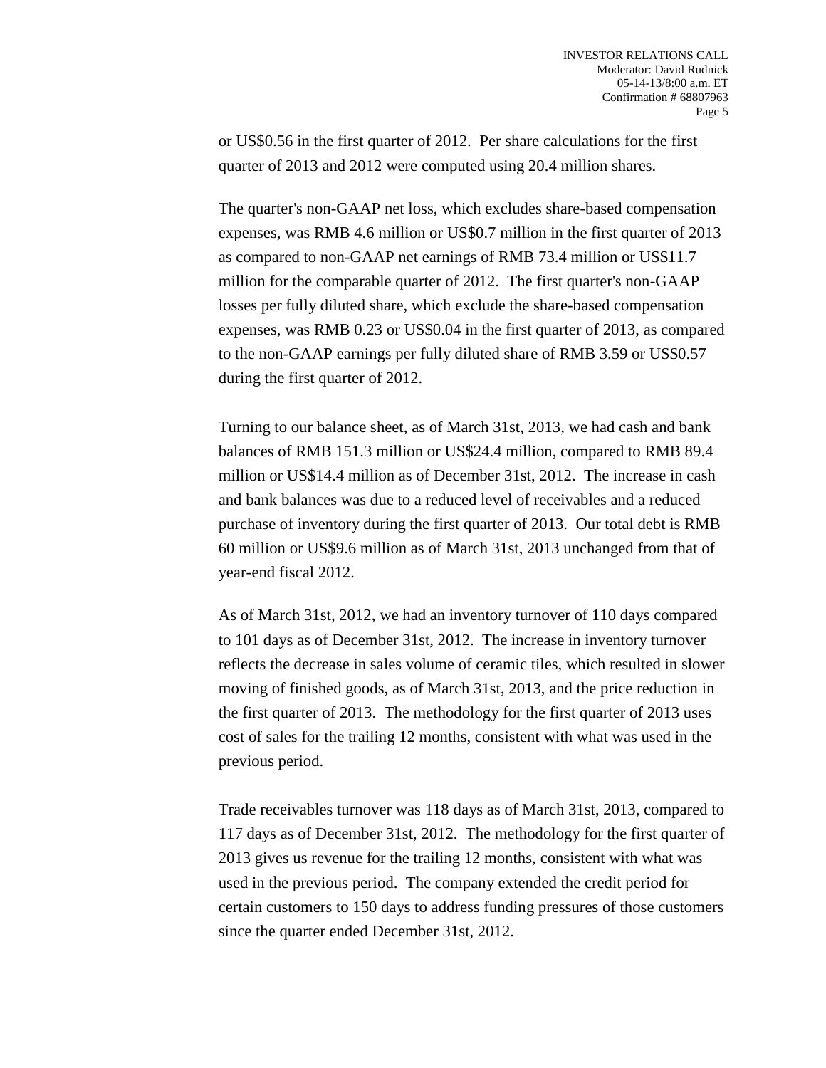or US$0.56 in the first quarter of 2012. Per share calculations for the first quarter of 2013 and 2012 were computed using 20.4 million shares.

The quarter's non-GAAP net loss, which excludes share-based compensation expenses, was RMB 4.6 million or US$0.7 million in the first quarter of 2013 as compared to non-GAAP net earnings of RMB 73.4 million or US$11.7 million for the comparable quarter of 2012. The first quarter's non-GAAP losses per fully diluted share, which exclude the share-based compensation expenses, was RMB 0.23 or US$0.04 in the first quarter of 2013, as compared to the non-GAAP earnings per fully diluted share of RMB 3.59 or US$0.57 during the first quarter of 2012.

Turning to our balance sheet, as of March 31st, 2013, we had cash and bank balances of RMB 151.3 million or US$24.4 million, compared to RMB 89.4 million or US$14.4 million as of December 31st, 2012. The increase in cash and bank balances was due to a reduced level of receivables and a reduced purchase of inventory during the first quarter of 2013. Our total debt is RMB 60 million or US$9.6 million as of March 31st, 2013 unchanged from that of year-end fiscal 2012.

As of March 31st, 2012, we had an inventory turnover of 110 days compared to 101 days as of December 31st, 2012. The increase in inventory turnover reflects the decrease in sales volume of ceramic tiles, which resulted in slower moving of finished goods, as of March 31st, 2013, and the price reduction in the first quarter of 2013. The methodology for the first quarter of 2013 uses cost of sales for the trailing 12 months, consistent with what was used in the previous period.

Trade receivables turnover was 118 days as of March 31st, 2013, compared to 117 days as of December 31st, 2012. The methodology for the first quarter of 2013 gives us revenue for the trailing 12 months, consistent with what was used in the previous period. The company extended the credit period for certain customers to 150 days to address funding pressures of those customers since the quarter ended December 31st, 2012.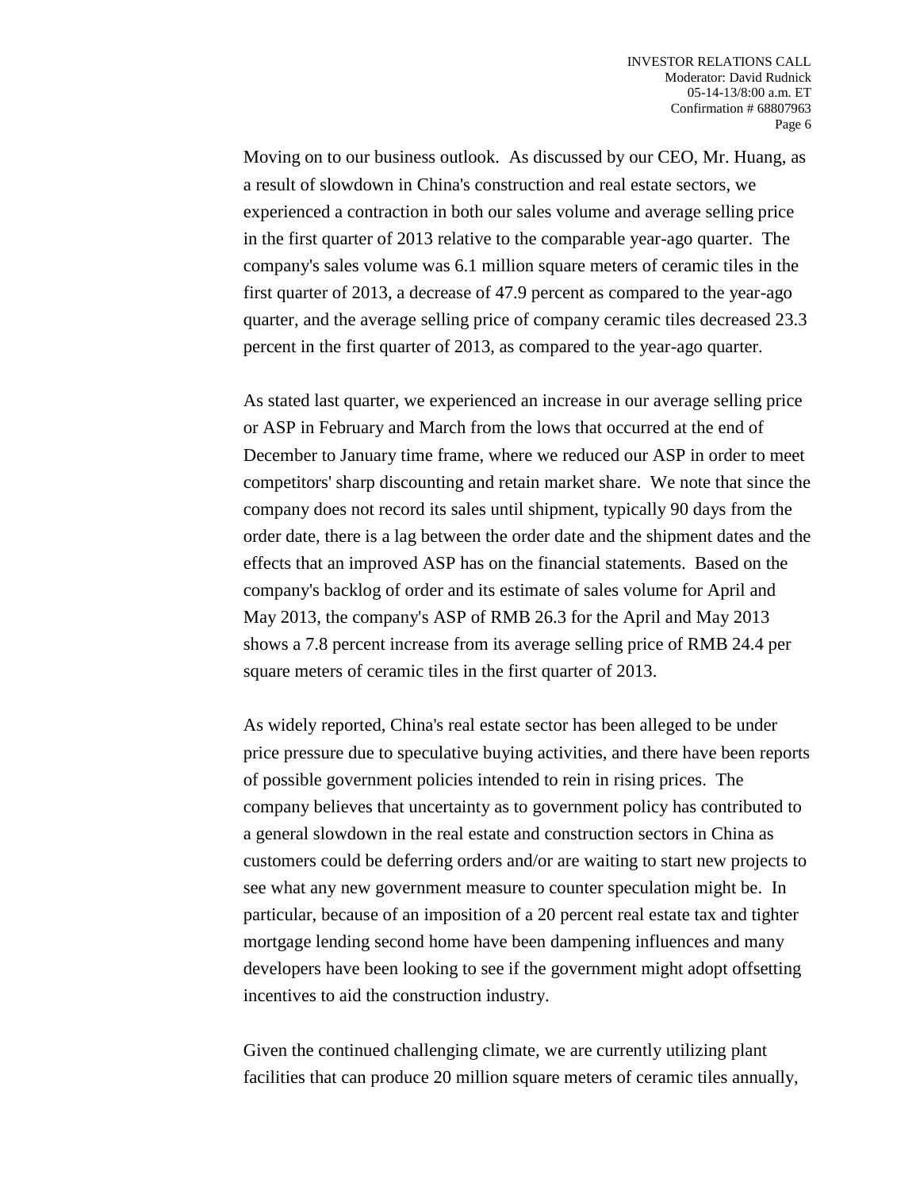Moving on to our business outlook. As discussed by our CEO, Mr. Huang, as a result of slowdown in China's construction and real estate sectors, we experienced a contraction in both our sales volume and average selling price in the first quarter of 2013 relative to the comparable year-ago quarter. The company's sales volume was 6.1 million square meters of ceramic tiles in the first quarter of 2013, a decrease of 47.9 percent as compared to the year-ago quarter, and the average selling price of company ceramic tiles decreased 23.3 percent in the first quarter of 2013, as compared to the year-ago quarter.

As stated last quarter, we experienced an increase in our average selling price or ASP in February and March from the lows that occurred at the end of December to January time frame, where we reduced our ASP in order to meet competitors' sharp discounting and retain market share. We note that since the company does not record its sales until shipment, typically 90 days from the order date, there is a lag between the order date and the shipment dates and the effects that an improved ASP has on the financial statements. Based on the company's backlog of order and its estimate of sales volume for April and May 2013, the company's ASP of RMB 26.3 for the April and May 2013 shows a 7.8 percent increase from its average selling price of RMB 24.4 per square meters of ceramic tiles in the first quarter of 2013.

As widely reported, China's real estate sector has been alleged to be under price pressure due to speculative buying activities, and there have been reports of possible government policies intended to rein in rising prices. The company believes that uncertainty as to government policy has contributed to a general slowdown in the real estate and construction sectors in China as customers could be deferring orders and/or are waiting to start new projects to see what any new government measure to counter speculation might be. In particular, because of an imposition of a 20 percent real estate tax and tighter mortgage lending second home have been dampening influences and many developers have been looking to see if the government might adopt offsetting incentives to aid the construction industry.

Given the continued challenging climate, we are currently utilizing plant facilities that can produce 20 million square meters of ceramic tiles annually,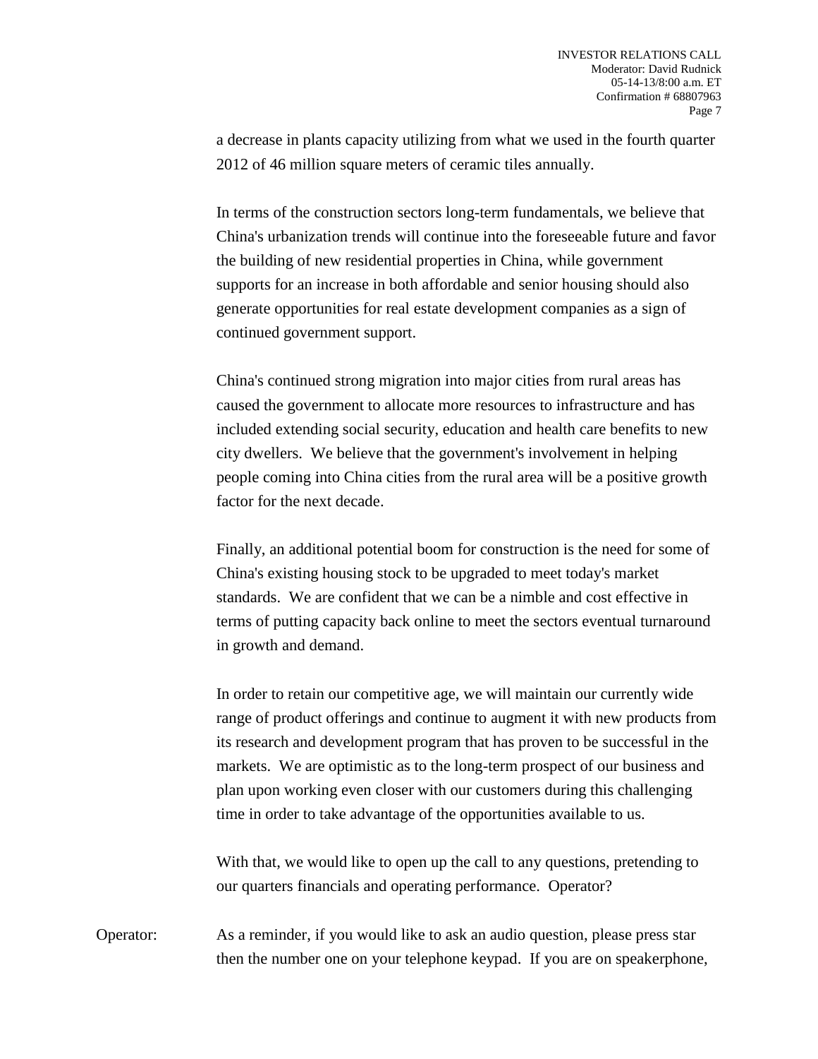a decrease in plants capacity utilizing from what we used in the fourth quarter 2012 of 46 million square meters of ceramic tiles annually.

In terms of the construction sectors long-term fundamentals, we believe that China's urbanization trends will continue into the foreseeable future and favor the building of new residential properties in China, while government supports for an increase in both affordable and senior housing should also generate opportunities for real estate development companies as a sign of continued government support.

China's continued strong migration into major cities from rural areas has caused the government to allocate more resources to infrastructure and has included extending social security, education and health care benefits to new city dwellers. We believe that the government's involvement in helping people coming into China cities from the rural area will be a positive growth factor for the next decade.

Finally, an additional potential boom for construction is the need for some of China's existing housing stock to be upgraded to meet today's market standards. We are confident that we can be a nimble and cost effective in terms of putting capacity back online to meet the sectors eventual turnaround in growth and demand.

In order to retain our competitive age, we will maintain our currently wide range of product offerings and continue to augment it with new products from its research and development program that has proven to be successful in the markets. We are optimistic as to the long-term prospect of our business and plan upon working even closer with our customers during this challenging time in order to take advantage of the opportunities available to us.

With that, we would like to open up the call to any questions, pretending to our quarters financials and operating performance. Operator?

Operator: As a reminder, if you would like to ask an audio question, please press star then the number one on your telephone keypad. If you are on speakerphone,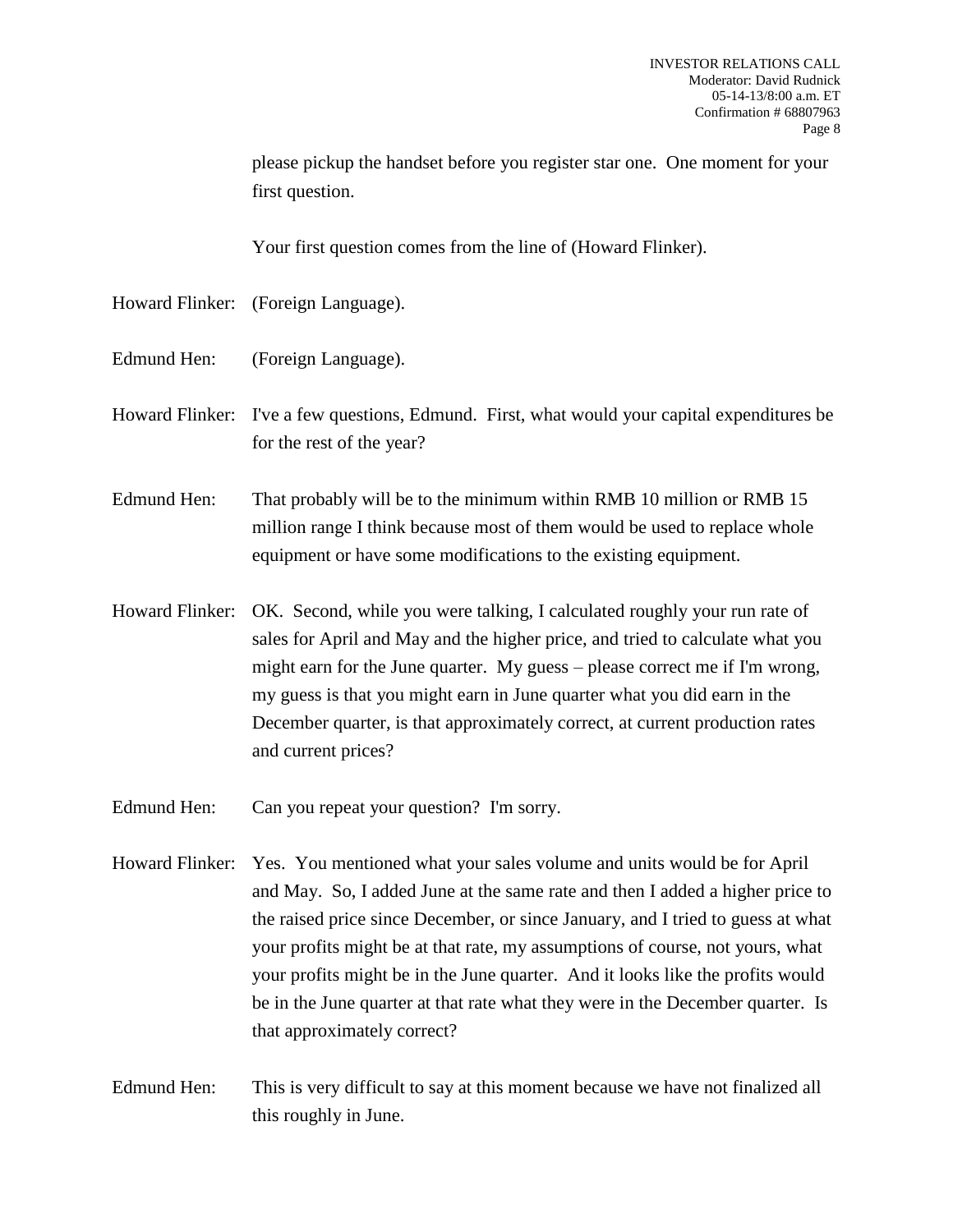please pickup the handset before you register star one. One moment for your first question.

Your first question comes from the line of (Howard Flinker).

Howard Flinker: (Foreign Language).

Edmund Hen: (Foreign Language).

Howard Flinker: I've a few questions, Edmund. First, what would your capital expenditures be for the rest of the year?

Edmund Hen: That probably will be to the minimum within RMB 10 million or RMB 15 million range I think because most of them would be used to replace whole equipment or have some modifications to the existing equipment.

Howard Flinker: OK. Second, while you were talking, I calculated roughly your run rate of sales for April and May and the higher price, and tried to calculate what you might earn for the June quarter. My guess – please correct me if I'm wrong, my guess is that you might earn in June quarter what you did earn in the December quarter, is that approximately correct, at current production rates and current prices?

Edmund Hen: Can you repeat your question? I'm sorry.

Howard Flinker: Yes. You mentioned what your sales volume and units would be for April and May. So, I added June at the same rate and then I added a higher price to the raised price since December, or since January, and I tried to guess at what your profits might be at that rate, my assumptions of course, not yours, what your profits might be in the June quarter. And it looks like the profits would be in the June quarter at that rate what they were in the December quarter. Is that approximately correct?

Edmund Hen: This is very difficult to say at this moment because we have not finalized all this roughly in June.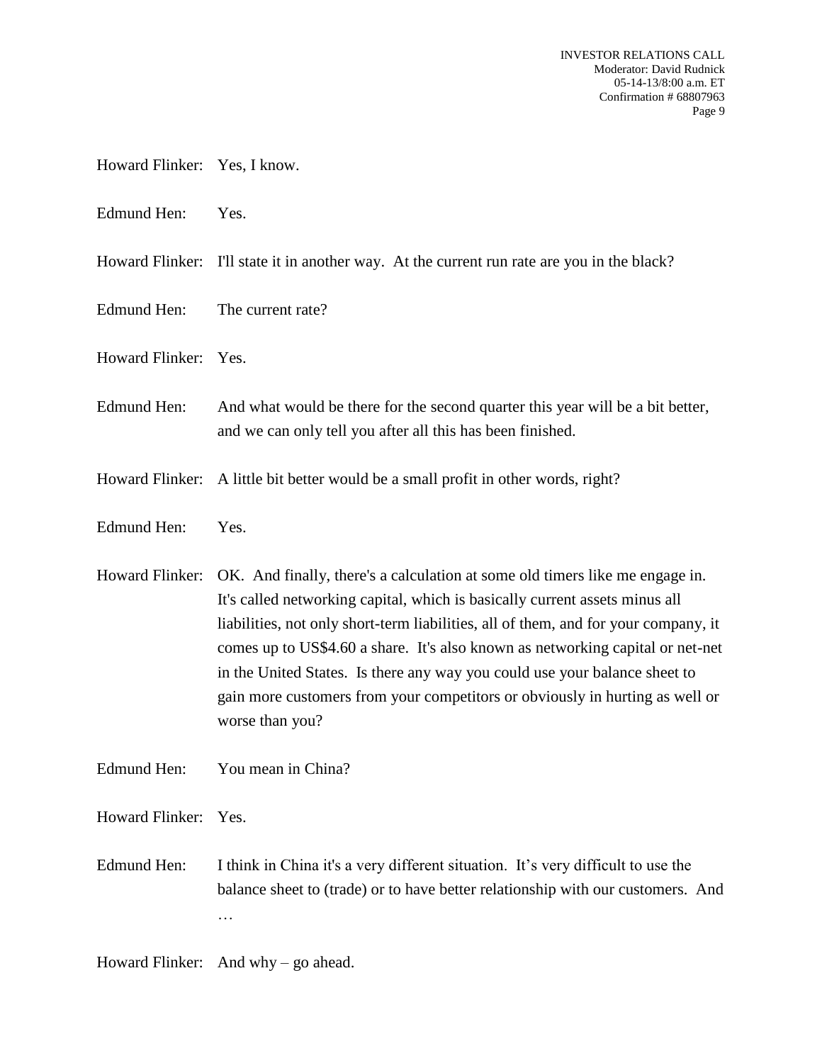Howard Flinker: Yes, I know.

Edmund Hen: Yes.

Howard Flinker: I'll state it in another way. At the current run rate are you in the black?

Edmund Hen: The current rate?

Howard Flinker: Yes.

Edmund Hen: And what would be there for the second quarter this year will be a bit better, and we can only tell you after all this has been finished.

Howard Flinker: A little bit better would be a small profit in other words, right?

Edmund Hen: Yes.

Howard Flinker: OK. And finally, there's a calculation at some old timers like me engage in. It's called networking capital, which is basically current assets minus all liabilities, not only short-term liabilities, all of them, and for your company, it comes up to US$4.60 a share. It's also known as networking capital or net-net in the United States. Is there any way you could use your balance sheet to gain more customers from your competitors or obviously in hurting as well or worse than you?

Edmund Hen: You mean in China?

Howard Flinker: Yes.

Edmund Hen: I think in China it's a very different situation. It's very difficult to use the balance sheet to (trade) or to have better relationship with our customers. And …

Howard Flinker: And why – go ahead.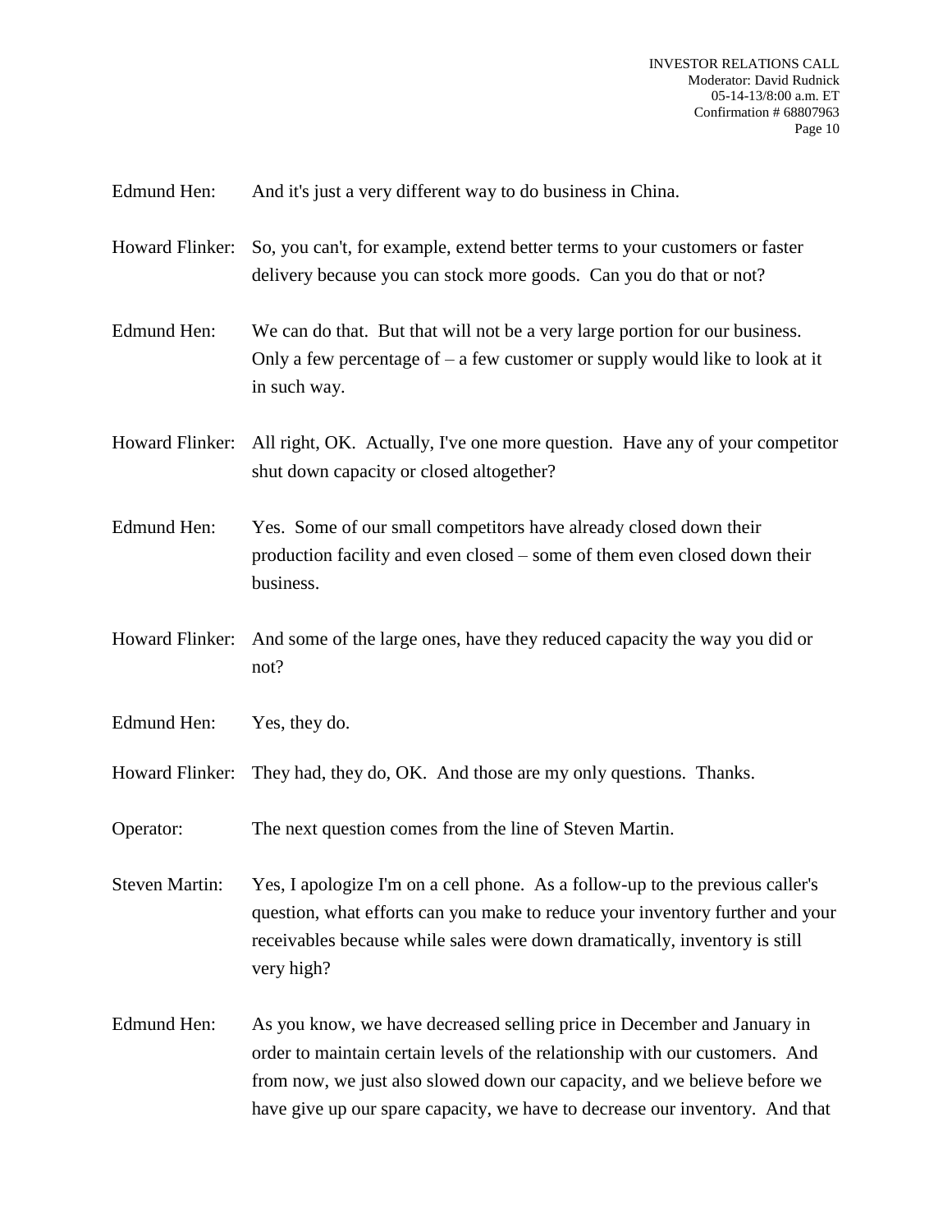Edmund Hen: And it's just a very different way to do business in China.

Howard Flinker: So, you can't, for example, extend better terms to your customers or faster delivery because you can stock more goods. Can you do that or not?

Edmund Hen: We can do that. But that will not be a very large portion for our business. Only a few percentage of – a few customer or supply would like to look at it in such way.

Howard Flinker: All right, OK. Actually, I've one more question. Have any of your competitor shut down capacity or closed altogether?

Edmund Hen: Yes. Some of our small competitors have already closed down their production facility and even closed – some of them even closed down their business.

Howard Flinker: And some of the large ones, have they reduced capacity the way you did or not?

Edmund Hen: Yes, they do.

Howard Flinker: They had, they do, OK. And those are my only questions. Thanks.

Operator: The next question comes from the line of Steven Martin.

Steven Martin: Yes, I apologize I'm on a cell phone. As a follow-up to the previous caller's question, what efforts can you make to reduce your inventory further and your receivables because while sales were down dramatically, inventory is still very high?

Edmund Hen: As you know, we have decreased selling price in December and January in order to maintain certain levels of the relationship with our customers. And from now, we just also slowed down our capacity, and we believe before we have give up our spare capacity, we have to decrease our inventory. And that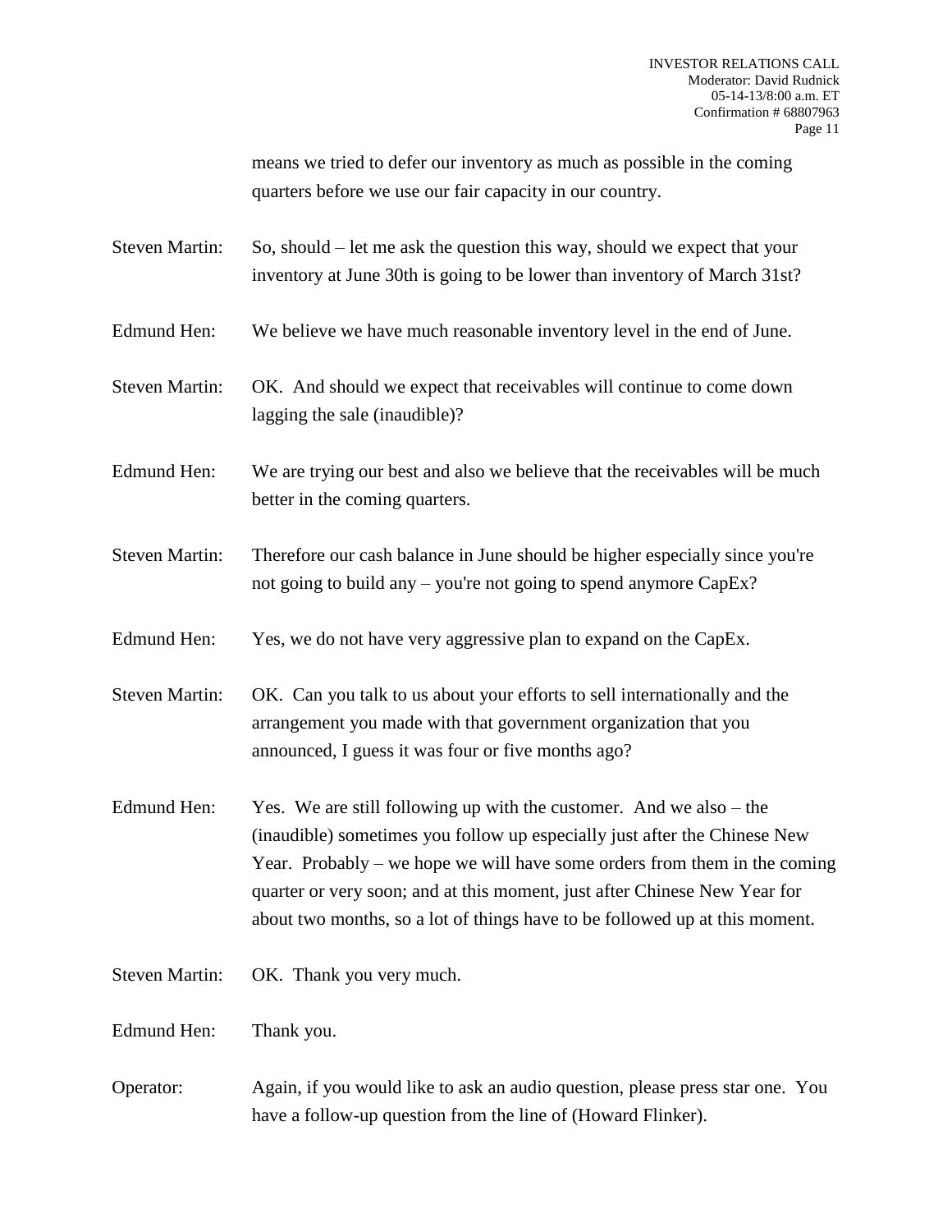means we tried to defer our inventory as much as possible in the coming quarters before we use our fair capacity in our country.

Steven Martin: So, should – let me ask the question this way, should we expect that your inventory at June 30th is going to be lower than inventory of March 31st?

Edmund Hen: We believe we have much reasonable inventory level in the end of June.

Steven Martin: OK. And should we expect that receivables will continue to come down lagging the sale (inaudible)?

Edmund Hen: We are trying our best and also we believe that the receivables will be much better in the coming quarters.

Steven Martin: Therefore our cash balance in June should be higher especially since you're not going to build any – you're not going to spend anymore CapEx?

Edmund Hen: Yes, we do not have very aggressive plan to expand on the CapEx.

Steven Martin: OK. Can you talk to us about your efforts to sell internationally and the arrangement you made with that government organization that you announced, I guess it was four or five months ago?

Edmund Hen: Yes. We are still following up with the customer. And we also – the (inaudible) sometimes you follow up especially just after the Chinese New Year. Probably – we hope we will have some orders from them in the coming quarter or very soon; and at this moment, just after Chinese New Year for about two months, so a lot of things have to be followed up at this moment.

Steven Martin: OK. Thank you very much.

Edmund Hen: Thank you.

Operator: Again, if you would like to ask an audio question, please press star one. You have a follow-up question from the line of (Howard Flinker).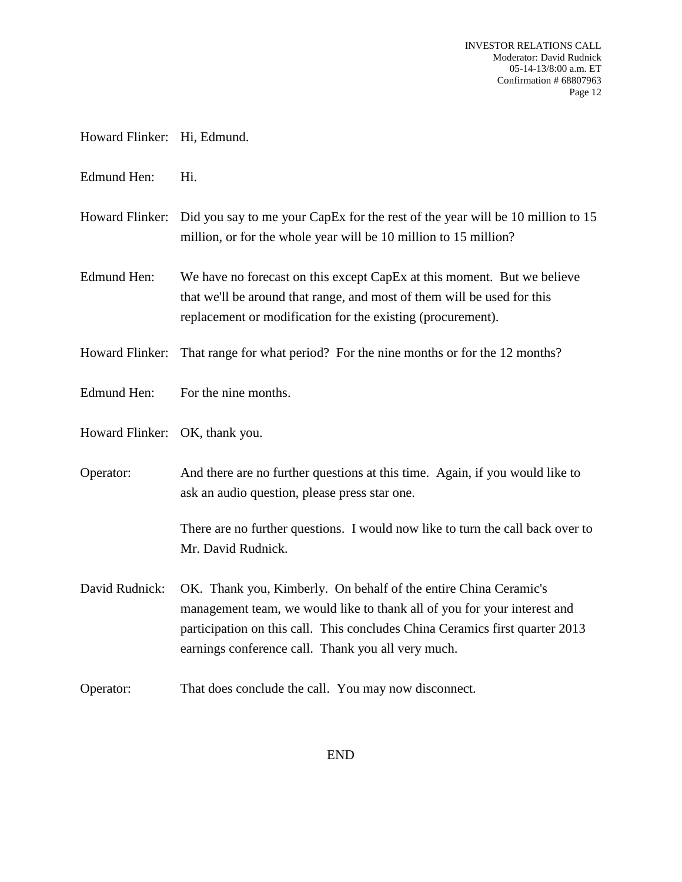Howard Flinker: Hi, Edmund.

Edmund Hen: Hi.

Howard Flinker: Did you say to me your CapEx for the rest of the year will be 10 million to 15 million, or for the whole year will be 10 million to 15 million?

Edmund Hen: We have no forecast on this except CapEx at this moment. But we believe that we'll be around that range, and most of them will be used for this replacement or modification for the existing (procurement).

Howard Flinker: That range for what period? For the nine months or for the 12 months?

Edmund Hen: For the nine months.

Howard Flinker: OK, thank you.

Operator: And there are no further questions at this time. Again, if you would like to ask an audio question, please press star one.

There are no further questions. I would now like to turn the call back over to Mr. David Rudnick.

David Rudnick: OK. Thank you, Kimberly. On behalf of the entire China Ceramic's management team, we would like to thank all of you for your interest and participation on this call. This concludes China Ceramics first quarter 2013 earnings conference call. Thank you all very much.

Operator: That does conclude the call. You may now disconnect.

END